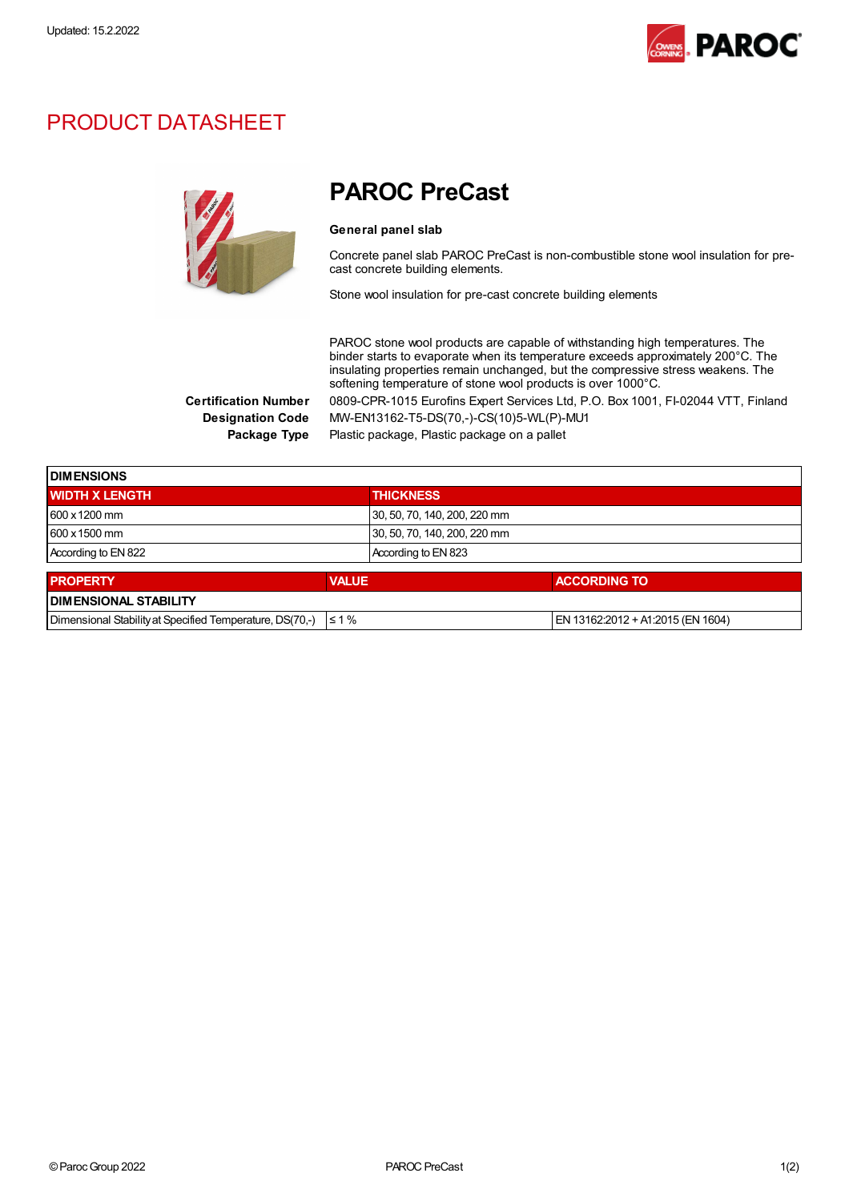Updated: 15.2.2022

# PRODUCT DATASHEET

## PAROC PreCast

**General panel slab**

Concrete panel slab PAROC PreCast is non-combustible stone wool insulation for pre-cast concrete building elements.

Stone wool insulation for pre-cast concrete building elements

PAROC stone wool products are capable of withstanding high temperatures. The binder starts to evaporate when its temperature exceeds approximately 200°C. The insulating properties remain unchanged, but the compressive stress weakens. The softening temperature of stone wool products is over 1000°C.

**Certification Number** 0809-CPR-1015 Eurofins Expert Services Ltd, P.O. Box 1001, FI-02044 VTT, Finland

**Designation Code** MW-EN13162-T5-DS(70,-)-CS(10)5-WL(P)-MU1

**Package Type** Plastic package, Plastic package on a pallet

| DIMENSIONS | |
|---|---|
| **WIDTH X LENGTH** | **THICKNESS** |
| 600 x 1200 mm | 30, 50, 70, 140, 200, 220 mm |
| 600 x 1500 mm | 30, 50, 70, 140, 200, 220 mm |
| According to EN 822 | According to EN 823 |

| PROPERTY | VALUE | ACCORDING TO |
|---|---|---|
| **DIMENSIONAL STABILITY** | | |
| Dimensional Stability at Specified Temperature, DS(70,-) | ≤ 1 % | EN 13162:2012 + A1:2015 (EN 1604) |

© Paroc Group 2022 PAROC PreCast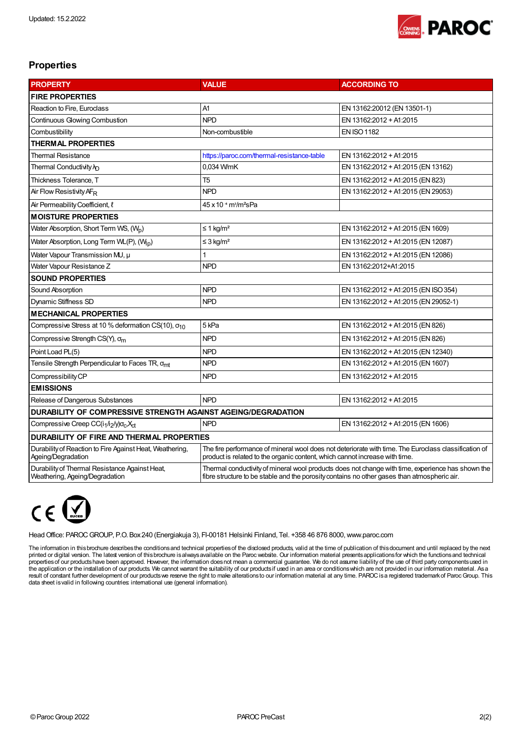Updated: 15.2.2022

## Properties

| PROPERTY | VALUE | ACCORDING TO |
|---|---|---|
| **FIRE PROPERTIES** | | |
| Reaction to Fire, Euroclass | A1 | EN 13162:20012 (EN 13501-1) |
| Continuous Glowing Combustion | NPD | EN 13162:2012 + A1:2015 |
| Combustibility | Non-combustible | EN ISO 1182 |
| **THERMAL PROPERTIES** | | |
| Thermal Resistance | https://paroc.com/thermal-resistance-table | EN 13162:2012 + A1:2015 |
| Thermal Conductivity $\lambda_D$ | 0,034 W/mK | EN 13162:2012 + A1:2015 (EN 13162) |
| Thickness Tolerance, T | T5 | EN 13162:2012 + A1:2015 (EN 823) |
| Air Flow Resistivity $AF_R$ | NPD | EN 13162:2012 + A1:2015 (EN 29053) |
| Air Permeability Coefficient, ℓ | 45 x $10^{-6}$ m³/m²sPa | |
| **MOISTURE PROPERTIES** | | |
| Water Absorption, Short Term WS, ($W_p$) | ≤ 1 kg/m² | EN 13162:2012 + A1:2015 (EN 1609) |
| Water Absorption, Long Term WL(P), ($W_{lp}$) | ≤ 3 kg/m² | EN 13162:2012 + A1:2015 (EN 12087) |
| Water Vapour Transmission MU, μ | 1 | EN 13162:2012 + A1:2015 (EN 12086) |
| Water Vapour Resistance Z | NPD | EN 13162:2012+A1:2015 |
| **SOUND PROPERTIES** | | |
| Sound Absorption | NPD | EN 13162:2012 + A1:2015 (EN ISO 354) |
| Dynamic Stiffness SD | NPD | EN 13162:2012 + A1:2015 (EN 29052-1) |
| **MECHANICAL PROPERTIES** | | |
| Compressive Stress at 10 % deformation CS(10), $\sigma_{10}$ | 5 kPa | EN 13162:2012 + A1:2015 (EN 826) |
| Compressive Strength CS(Y), $\sigma_m$ | NPD | EN 13162:2012 + A1:2015 (EN 826) |
| Point Load PL(5) | NPD | EN 13162:2012 + A1:2015 (EN 12340) |
| Tensile Strength Perpendicular to Faces TR, $\sigma_{mt}$ | NPD | EN 13162:2012 + A1:2015 (EN 1607) |
| Compressibility CP | NPD | EN 13162:2012 + A1:2015 |
| **EMISSIONS** | | |
| Release of Dangerous Substances | NPD | EN 13162:2012 + A1:2015 |
| **DURABILITY OF COMPRESSIVE STRENGTH AGAINST AGEING/DEGRADATION** | | |
| Compressive Creep $CC(i_1/i_2/y)\sigma_c X_{ct}$ | NPD | EN 13162:2012 + A1:2015 (EN 1606) |
| **DURABILITY OF FIRE AND THERMAL PROPERTIES** | | |
| Durability of Reaction to Fire Against Heat, Weathering, Ageing/Degradation | The fire performance of mineral wool does not deteriorate with time. The Euroclass classification of product is related to the organic content, which cannot increase with time. | |
| Durability of Thermal Resistance Against Heat, Weathering, Ageing/Degradation | Thermal conductivity of mineral wool products does not change with time, experience has shown the fibre structure to be stable and the porosity contains no other gases than atmospheric air. | |

Head Office: PAROC GROUP, P.O. Box 240 (Energiakuja 3), FI-00181 Helsinki Finland, Tel. +358 46 876 8000, www.paroc.com

The information in this brochure describes the conditions and technical properties of the disclosed products, valid at the time of publication of this document and until replaced by the next printed or digital version. The latest version of this brochure is always available on the Paroc website. Our information material presents applications for which the functions and technical properties of our products have been approved. However, the information does not mean a commercial guarantee. We do not assume liability of the use of third party components used in the application or the installation of our products. We cannot warrant the suitability of our products if used in an area or conditions which are not provided in our information material. As a result of constant further development of our products we reserve the right to make alterations to our information material at any time. PAROC is a registered trademark of Paroc Group. This data sheet is valid in following countries: international use (general information).

© Paroc Group 2022 PAROC PreCast